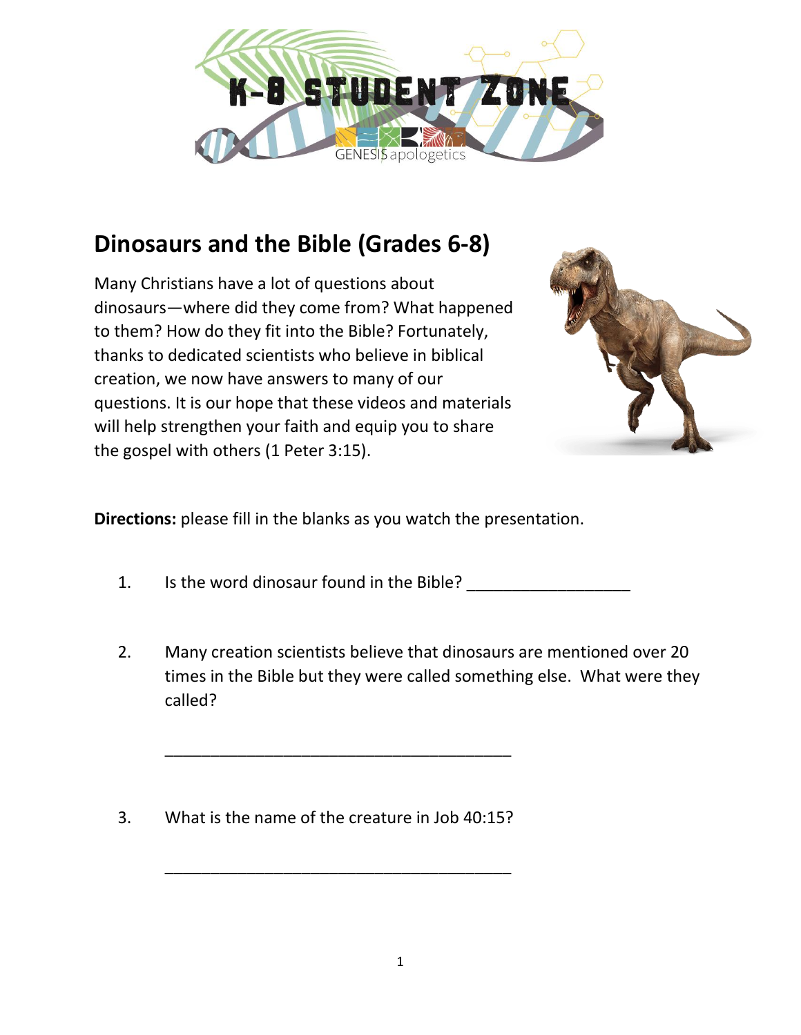# Dinosaurs and the Bible (Grades 6-8)

Many Christians have a lot of questions about dinosaurs—where did they come from? What happened to them? How do they fit into the Bible? Fortunately, thanks to dedicated scientists who believe in biblical creation, we now have answers to many of our questions. It is our hope that these videos and materials will help strengthen your faith and equip you to share the gospel with others (1 Peter 3:15).

**Directions:** please fill in the blanks as you watch the presentation.

1. Is the word dinosaur found in the Bible? ___________________

2. Many creation scientists believe that dinosaurs are mentioned over 20 times in the Bible but they were called something else. What were they called?

   ________________________________________

3. What is the name of the creature in Job 40:15?

   ________________________________________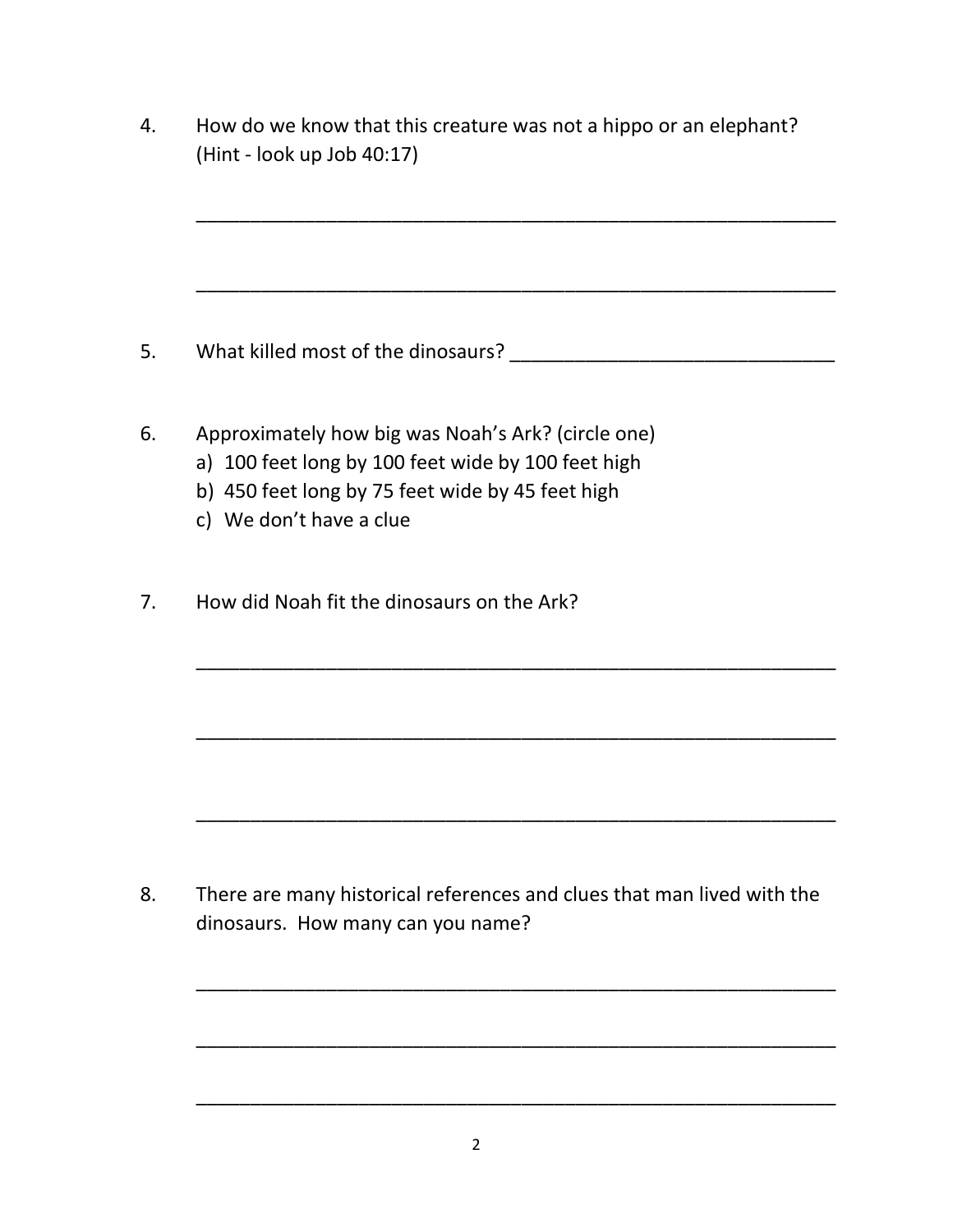4. How do we know that this creature was not a hippo or an elephant? (Hint - look up Job 40:17)

_______________________________________________________________

_______________________________________________________________

5. What killed most of the dinosaurs? ______________________________

6. Approximately how big was Noah's Ark? (circle one)
   a) 100 feet long by 100 feet wide by 100 feet high
   b) 450 feet long by 75 feet wide by 45 feet high
   c) We don't have a clue

7. How did Noah fit the dinosaurs on the Ark?

_______________________________________________________________

_______________________________________________________________

_______________________________________________________________

8. There are many historical references and clues that man lived with the dinosaurs. How many can you name?

_______________________________________________________________

_______________________________________________________________

_______________________________________________________________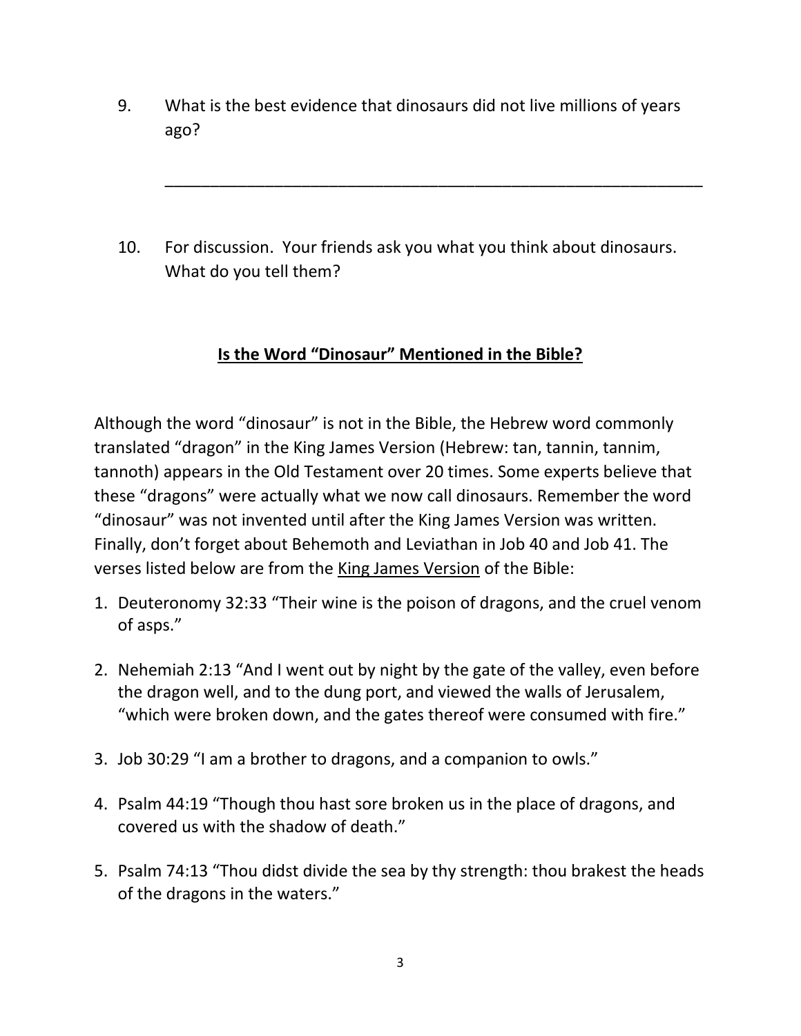9. What is the best evidence that dinosaurs did not live millions of years ago?

_______________________________________________________________

10. For discussion. Your friends ask you what you think about dinosaurs. What do you tell them?

## Is the Word "Dinosaur" Mentioned in the Bible?

Although the word "dinosaur" is not in the Bible, the Hebrew word commonly translated "dragon" in the King James Version (Hebrew: tan, tannin, tannim, tannoth) appears in the Old Testament over 20 times. Some experts believe that these "dragons" were actually what we now call dinosaurs. Remember the word "dinosaur" was not invented until after the King James Version was written. Finally, don't forget about Behemoth and Leviathan in Job 40 and Job 41. The verses listed below are from the King James Version of the Bible:

1. Deuteronomy 32:33 "Their wine is the poison of dragons, and the cruel venom of asps."

2. Nehemiah 2:13 "And I went out by night by the gate of the valley, even before the dragon well, and to the dung port, and viewed the walls of Jerusalem, "which were broken down, and the gates thereof were consumed with fire."

3. Job 30:29 "I am a brother to dragons, and a companion to owls."

4. Psalm 44:19 "Though thou hast sore broken us in the place of dragons, and covered us with the shadow of death."

5. Psalm 74:13 "Thou didst divide the sea by thy strength: thou brakest the heads of the dragons in the waters."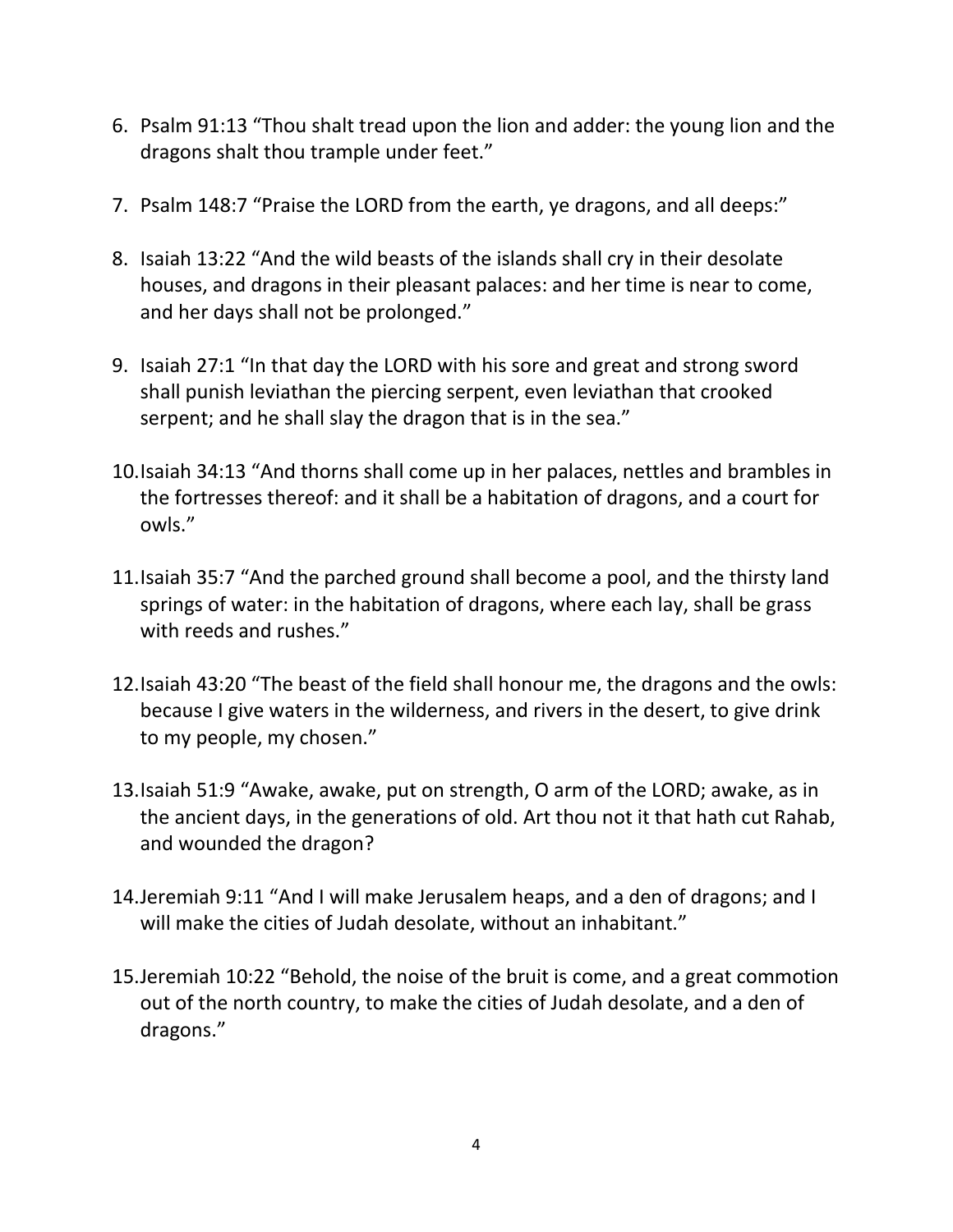6. Psalm 91:13 “Thou shalt tread upon the lion and adder: the young lion and the dragons shalt thou trample under feet.”

7. Psalm 148:7 “Praise the LORD from the earth, ye dragons, and all deeps:”

8. Isaiah 13:22 “And the wild beasts of the islands shall cry in their desolate houses, and dragons in their pleasant palaces: and her time is near to come, and her days shall not be prolonged.”

9. Isaiah 27:1 “In that day the LORD with his sore and great and strong sword shall punish leviathan the piercing serpent, even leviathan that crooked serpent; and he shall slay the dragon that is in the sea.”

10. Isaiah 34:13 “And thorns shall come up in her palaces, nettles and brambles in the fortresses thereof: and it shall be a habitation of dragons, and a court for owls.”

11. Isaiah 35:7 “And the parched ground shall become a pool, and the thirsty land springs of water: in the habitation of dragons, where each lay, shall be grass with reeds and rushes.”

12. Isaiah 43:20 “The beast of the field shall honour me, the dragons and the owls: because I give waters in the wilderness, and rivers in the desert, to give drink to my people, my chosen.”

13. Isaiah 51:9 “Awake, awake, put on strength, O arm of the LORD; awake, as in the ancient days, in the generations of old. Art thou not it that hath cut Rahab, and wounded the dragon?

14. Jeremiah 9:11 “And I will make Jerusalem heaps, and a den of dragons; and I will make the cities of Judah desolate, without an inhabitant.”

15. Jeremiah 10:22 “Behold, the noise of the bruit is come, and a great commotion out of the north country, to make the cities of Judah desolate, and a den of dragons.”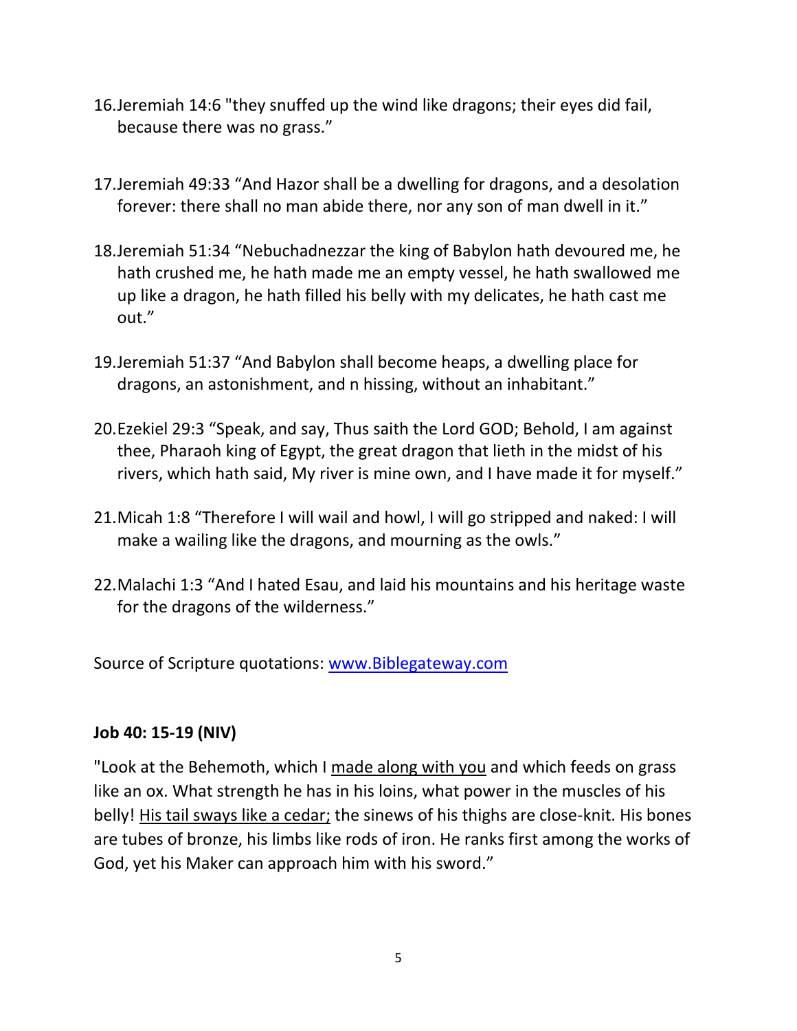16. Jeremiah 14:6 "they snuffed up the wind like dragons; their eyes did fail, because there was no grass."

17. Jeremiah 49:33 "And Hazor shall be a dwelling for dragons, and a desolation forever: there shall no man abide there, nor any son of man dwell in it."

18. Jeremiah 51:34 "Nebuchadnezzar the king of Babylon hath devoured me, he hath crushed me, he hath made me an empty vessel, he hath swallowed me up like a dragon, he hath filled his belly with my delicates, he hath cast me out."

19. Jeremiah 51:37 "And Babylon shall become heaps, a dwelling place for dragons, an astonishment, and n hissing, without an inhabitant."

20. Ezekiel 29:3 "Speak, and say, Thus saith the Lord GOD; Behold, I am against thee, Pharaoh king of Egypt, the great dragon that lieth in the midst of his rivers, which hath said, My river is mine own, and I have made it for myself."

21. Micah 1:8 "Therefore I will wail and howl, I will go stripped and naked: I will make a wailing like the dragons, and mourning as the owls."

22. Malachi 1:3 "And I hated Esau, and laid his mountains and his heritage waste for the dragons of the wilderness."

Source of Scripture quotations: [www.Biblegateway.com](http://www.Biblegateway.com)

**Job 40: 15-19 (NIV)**

"Look at the Behemoth, which I <u>made along with you</u> and which feeds on grass like an ox. What strength he has in his loins, what power in the muscles of his belly! <u>His tail sways like a cedar;</u> the sinews of his thighs are close-knit. His bones are tubes of bronze, his limbs like rods of iron. He ranks first among the works of God, yet his Maker can approach him with his sword."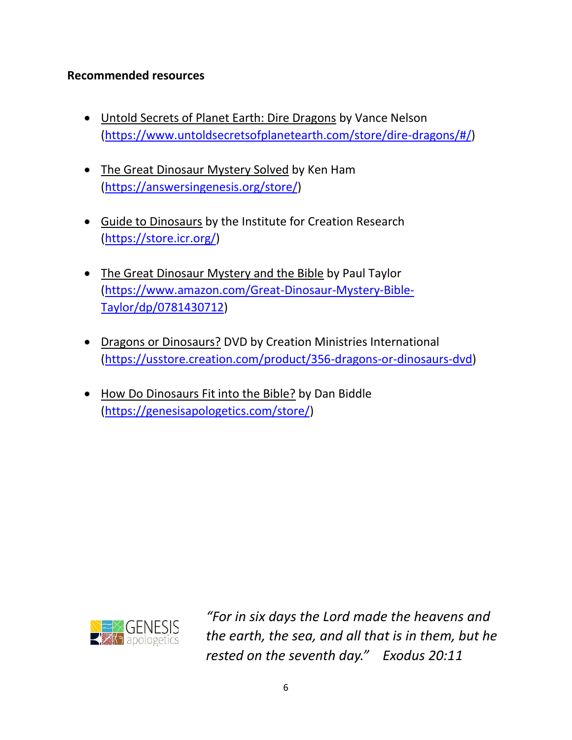**Recommended resources**

- Untold Secrets of Planet Earth: Dire Dragons by Vance Nelson (https://www.untoldsecretsofplanetearth.com/store/dire-dragons/#/)

- The Great Dinosaur Mystery Solved by Ken Ham (https://answersingenesis.org/store/)

- Guide to Dinosaurs by the Institute for Creation Research (https://store.icr.org/)

- The Great Dinosaur Mystery and the Bible by Paul Taylor (https://www.amazon.com/Great-Dinosaur-Mystery-Bible-Taylor/dp/0781430712)

- Dragons or Dinosaurs? DVD by Creation Ministries International (https://usstore.creation.com/product/356-dragons-or-dinosaurs-dvd)

- How Do Dinosaurs Fit into the Bible? by Dan Biddle (https://genesisapologetics.com/store/)

GENESIS apologetics

*"For in six days the Lord made the heavens and the earth, the sea, and all that is in them, but he rested on the seventh day."* *Exodus 20:11*